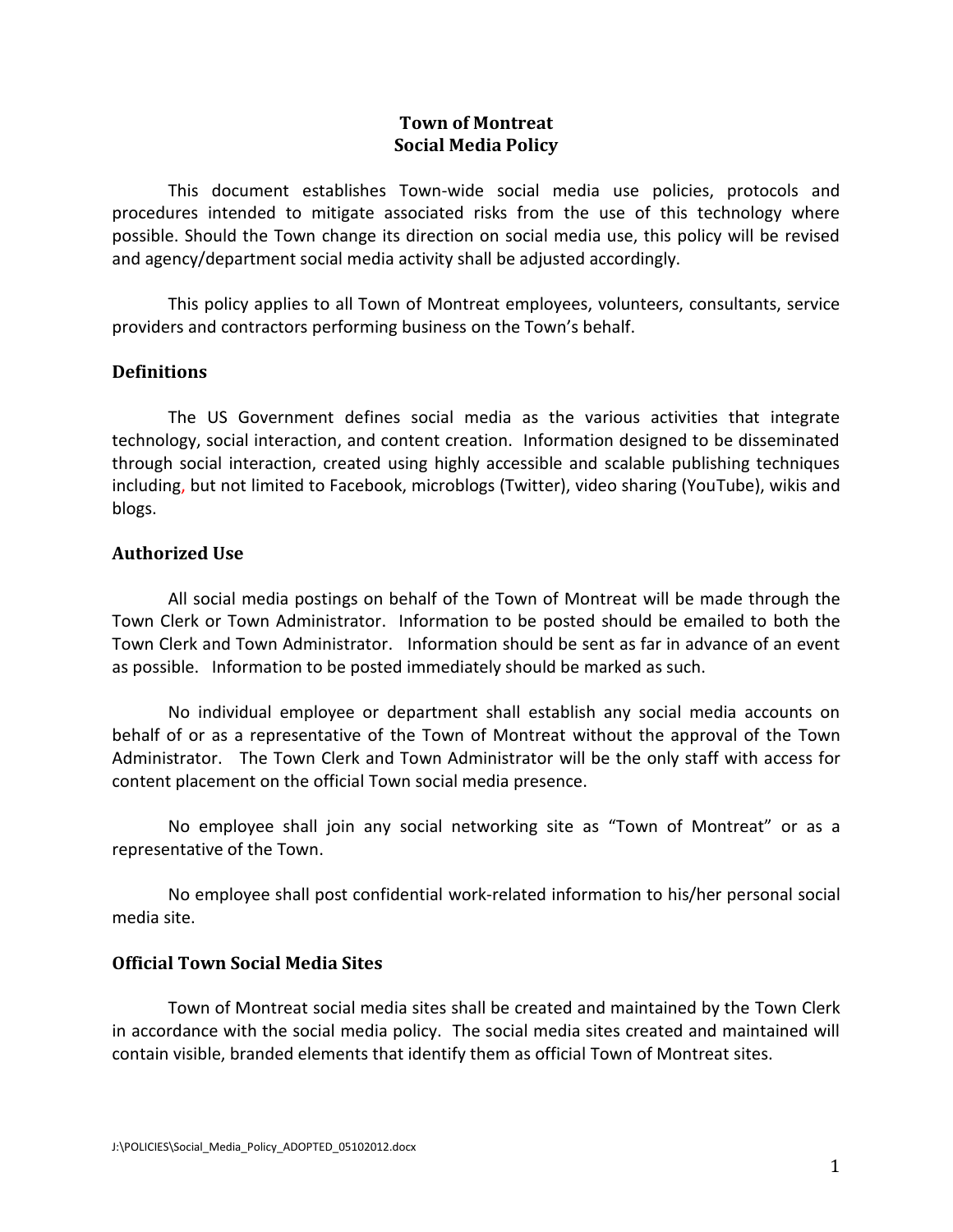# Town of Montreat
# Social Media Policy

This document establishes Town-wide social media use policies, protocols and procedures intended to mitigate associated risks from the use of this technology where possible. Should the Town change its direction on social media use, this policy will be revised and agency/department social media activity shall be adjusted accordingly.

This policy applies to all Town of Montreat employees, volunteers, consultants, service providers and contractors performing business on the Town's behalf.

## Definitions

The US Government defines social media as the various activities that integrate technology, social interaction, and content creation. Information designed to be disseminated through social interaction, created using highly accessible and scalable publishing techniques including, but not limited to Facebook, microblogs (Twitter), video sharing (YouTube), wikis and blogs.

## Authorized Use

All social media postings on behalf of the Town of Montreat will be made through the Town Clerk or Town Administrator. Information to be posted should be emailed to both the Town Clerk and Town Administrator. Information should be sent as far in advance of an event as possible. Information to be posted immediately should be marked as such.

No individual employee or department shall establish any social media accounts on behalf of or as a representative of the Town of Montreat without the approval of the Town Administrator. The Town Clerk and Town Administrator will be the only staff with access for content placement on the official Town social media presence.

No employee shall join any social networking site as "Town of Montreat" or as a representative of the Town.

No employee shall post confidential work-related information to his/her personal social media site.

## Official Town Social Media Sites

Town of Montreat social media sites shall be created and maintained by the Town Clerk in accordance with the social media policy. The social media sites created and maintained will contain visible, branded elements that identify them as official Town of Montreat sites.

J:\POLICIES\Social_Media_Policy_ADOPTED_05102012.docx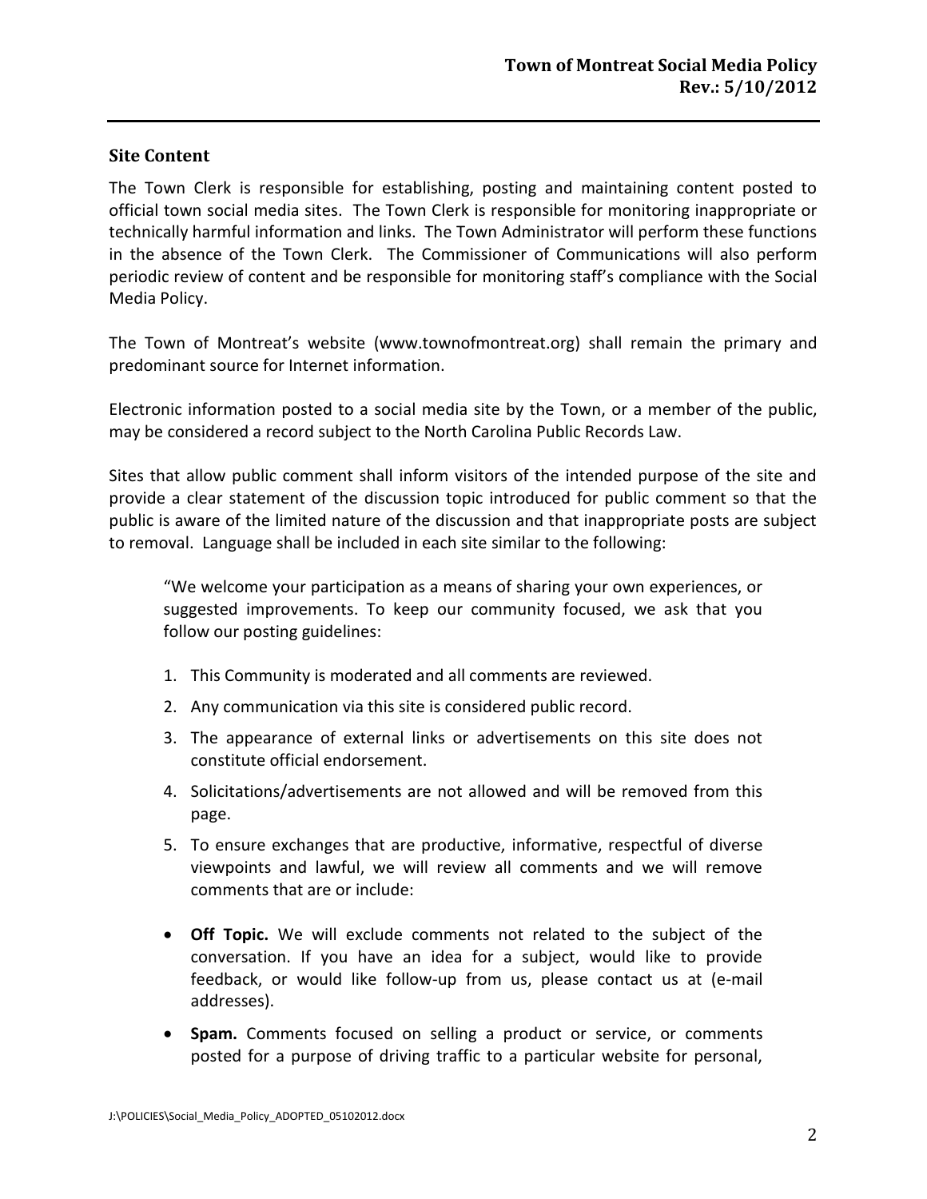## Site Content

The Town Clerk is responsible for establishing, posting and maintaining content posted to official town social media sites. The Town Clerk is responsible for monitoring inappropriate or technically harmful information and links. The Town Administrator will perform these functions in the absence of the Town Clerk. The Commissioner of Communications will also perform periodic review of content and be responsible for monitoring staff's compliance with the Social Media Policy.

The Town of Montreat's website (www.townofmontreat.org) shall remain the primary and predominant source for Internet information.

Electronic information posted to a social media site by the Town, or a member of the public, may be considered a record subject to the North Carolina Public Records Law.

Sites that allow public comment shall inform visitors of the intended purpose of the site and provide a clear statement of the discussion topic introduced for public comment so that the public is aware of the limited nature of the discussion and that inappropriate posts are subject to removal. Language shall be included in each site similar to the following:

> "We welcome your participation as a means of sharing your own experiences, or suggested improvements. To keep our community focused, we ask that you follow our posting guidelines:
>
> 1. This Community is moderated and all comments are reviewed.
> 2. Any communication via this site is considered public record.
> 3. The appearance of external links or advertisements on this site does not constitute official endorsement.
> 4. Solicitations/advertisements are not allowed and will be removed from this page.
> 5. To ensure exchanges that are productive, informative, respectful of diverse viewpoints and lawful, we will review all comments and we will remove comments that are or include:
>
> - **Off Topic.** We will exclude comments not related to the subject of the conversation. If you have an idea for a subject, would like to provide feedback, or would like follow-up from us, please contact us at (e-mail addresses).
> - **Spam.** Comments focused on selling a product or service, or comments posted for a purpose of driving traffic to a particular website for personal,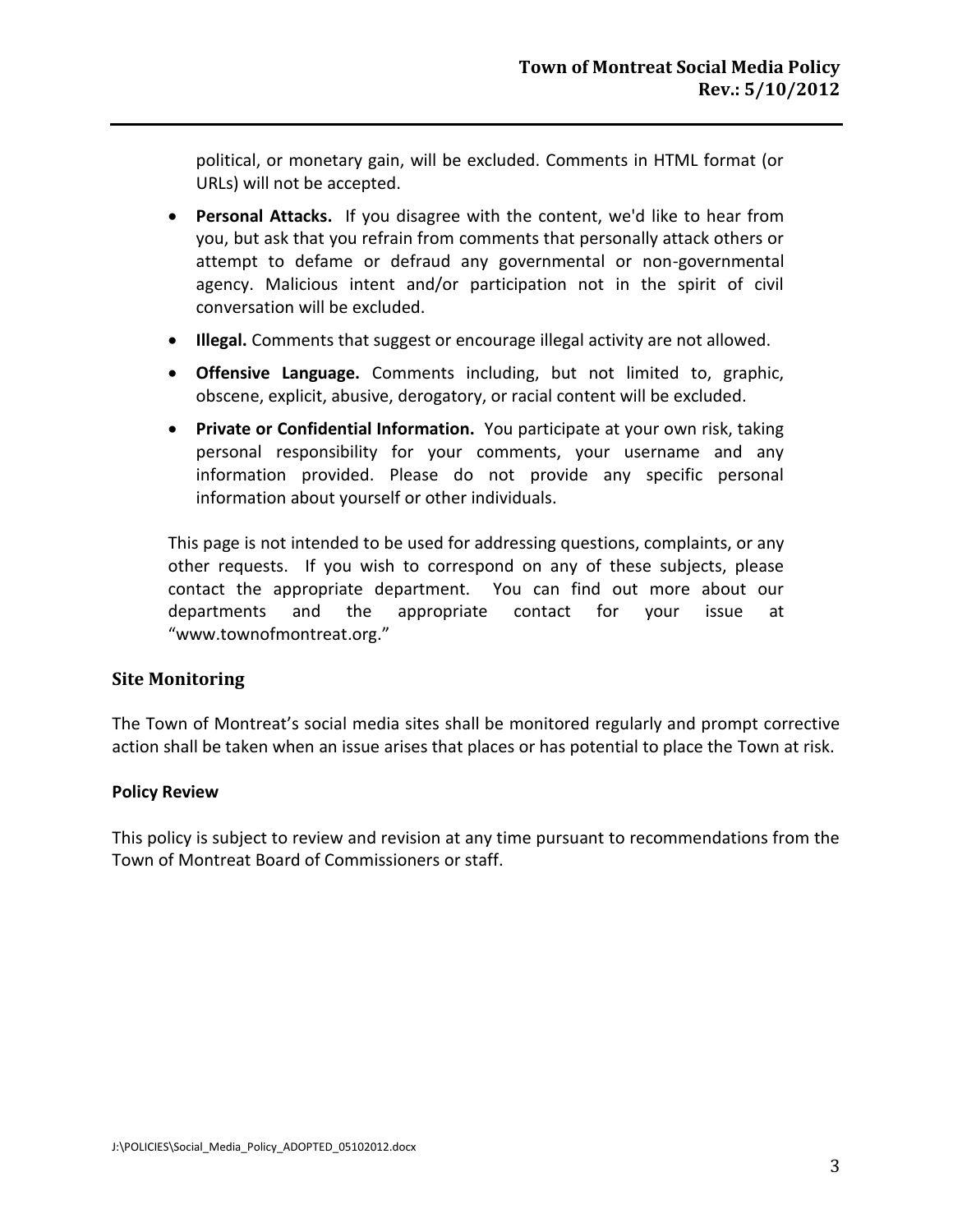political, or monetary gain, will be excluded. Comments in HTML format (or URLs) will not be accepted.

- **Personal Attacks.** If you disagree with the content, we'd like to hear from you, but ask that you refrain from comments that personally attack others or attempt to defame or defraud any governmental or non-governmental agency. Malicious intent and/or participation not in the spirit of civil conversation will be excluded.
- **Illegal.** Comments that suggest or encourage illegal activity are not allowed.
- **Offensive Language.** Comments including, but not limited to, graphic, obscene, explicit, abusive, derogatory, or racial content will be excluded.
- **Private or Confidential Information.** You participate at your own risk, taking personal responsibility for your comments, your username and any information provided. Please do not provide any specific personal information about yourself or other individuals.

This page is not intended to be used for addressing questions, complaints, or any other requests. If you wish to correspond on any of these subjects, please contact the appropriate department. You can find out more about our departments and the appropriate contact for your issue at "www.townofmontreat.org."

## Site Monitoring

The Town of Montreat's social media sites shall be monitored regularly and prompt corrective action shall be taken when an issue arises that places or has potential to place the Town at risk.

### Policy Review

This policy is subject to review and revision at any time pursuant to recommendations from the Town of Montreat Board of Commissioners or staff.